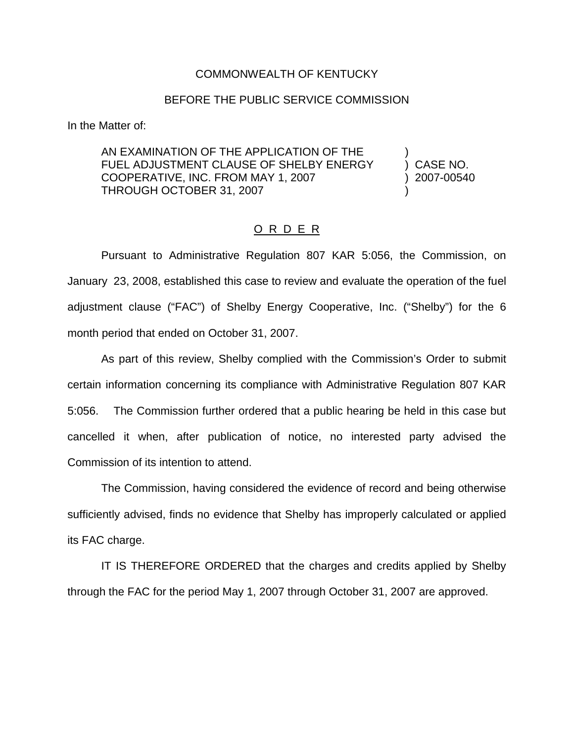COMMONWEALTH OF KENTUCKY

BEFORE THE PUBLIC SERVICE COMMISSION

In the Matter of:

| | |
|---|---|
| AN EXAMINATION OF THE APPLICATION OF THE FUEL ADJUSTMENT CLAUSE OF SHELBY ENERGY COOPERATIVE, INC. FROM MAY 1, 2007 THROUGH OCTOBER 31, 2007 | ) CASE NO. ) 2007-00540 |

## O R D E R

Pursuant to Administrative Regulation 807 KAR 5:056, the Commission, on January 23, 2008, established this case to review and evaluate the operation of the fuel adjustment clause ("FAC") of Shelby Energy Cooperative, Inc. ("Shelby") for the 6 month period that ended on October 31, 2007.

As part of this review, Shelby complied with the Commission's Order to submit certain information concerning its compliance with Administrative Regulation 807 KAR 5:056. The Commission further ordered that a public hearing be held in this case but cancelled it when, after publication of notice, no interested party advised the Commission of its intention to attend.

The Commission, having considered the evidence of record and being otherwise sufficiently advised, finds no evidence that Shelby has improperly calculated or applied its FAC charge.

IT IS THEREFORE ORDERED that the charges and credits applied by Shelby through the FAC for the period May 1, 2007 through October 31, 2007 are approved.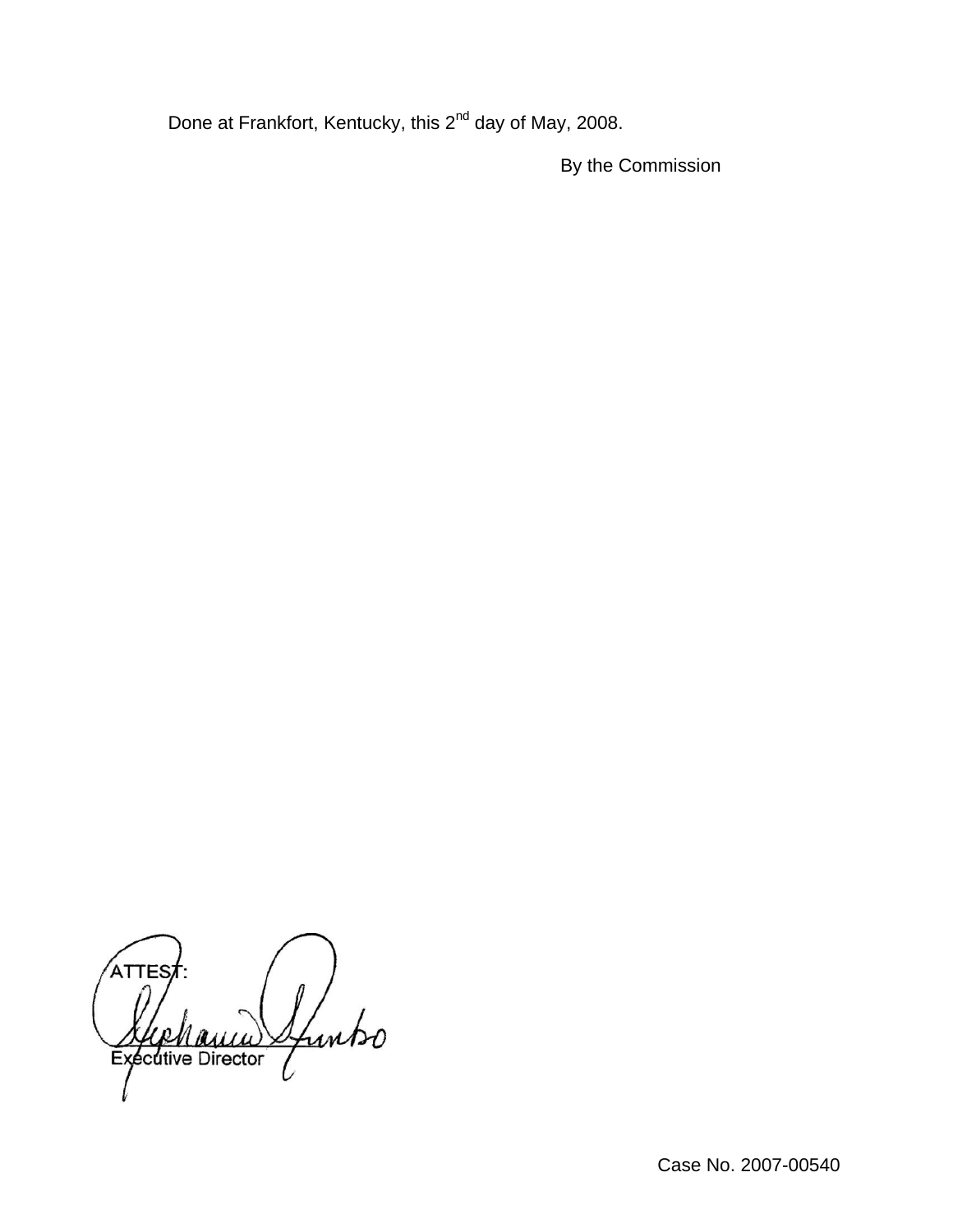Done at Frankfort, Kentucky, this 2nd day of May, 2008.

By the Commission

ATTEST:

Executive Director

Case No. 2007-00540